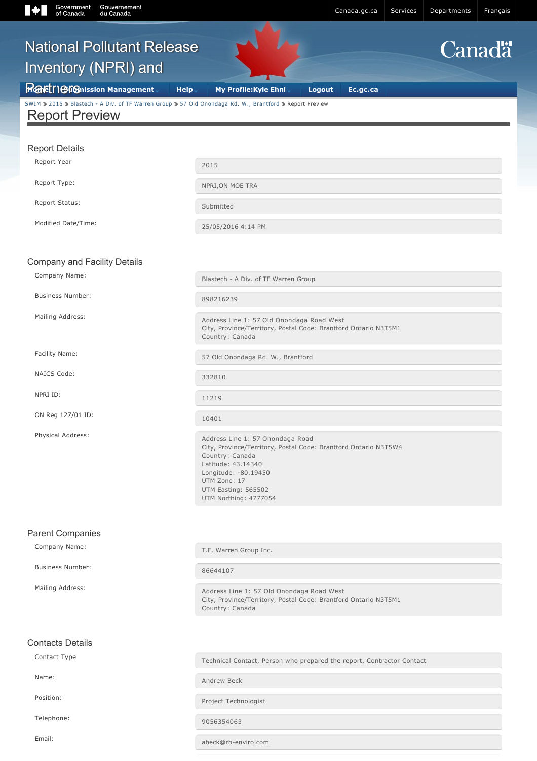# National Pollutant Release Inventory (NPRI) and Partners

SWIM > 2015 > Blastech - A Div. of TF Warren Group > 57 Old Onondaga Rd. W., Brantford > Report Preview

## Report Preview

### Report Details

| | |
|---|---|
| Report Year | 2015 |
| Report Type: | NPRI,ON MOE TRA |
| Report Status: | Submitted |
| Modified Date/Time: | 25/05/2016 4:14 PM |

### Company and Facility Details

| | |
|---|---|
| Company Name: | Blastech - A Div. of TF Warren Group |
| Business Number: | 898216239 |
| Mailing Address: | Address Line 1: 57 Old Onondaga Road West<br>City, Province/Territory, Postal Code: Brantford Ontario N3T5M1<br>Country: Canada |
| Facility Name: | 57 Old Onondaga Rd. W., Brantford |
| NAICS Code: | 332810 |
| NPRI ID: | 11219 |
| ON Reg 127/01 ID: | 10401 |
| Physical Address: | Address Line 1: 57 Onondaga Road<br>City, Province/Territory, Postal Code: Brantford Ontario N3T5W4<br>Country: Canada<br>Latitude: 43.14340<br>Longitude: -80.19450<br>UTM Zone: 17<br>UTM Easting: 565502<br>UTM Northing: 4777054 |

### Parent Companies

| | |
|---|---|
| Company Name: | T.F. Warren Group Inc. |
| Business Number: | 86644107 |
| Mailing Address: | Address Line 1: 57 Old Onondaga Road West<br>City, Province/Territory, Postal Code: Brantford Ontario N3T5M1<br>Country: Canada |

### Contacts Details

| | |
|---|---|
| Contact Type | Technical Contact, Person who prepared the report, Contractor Contact |
| Name: | Andrew Beck |
| Position: | Project Technologist |
| Telephone: | 9056354063 |
| Email: | abeck@rb-enviro.com |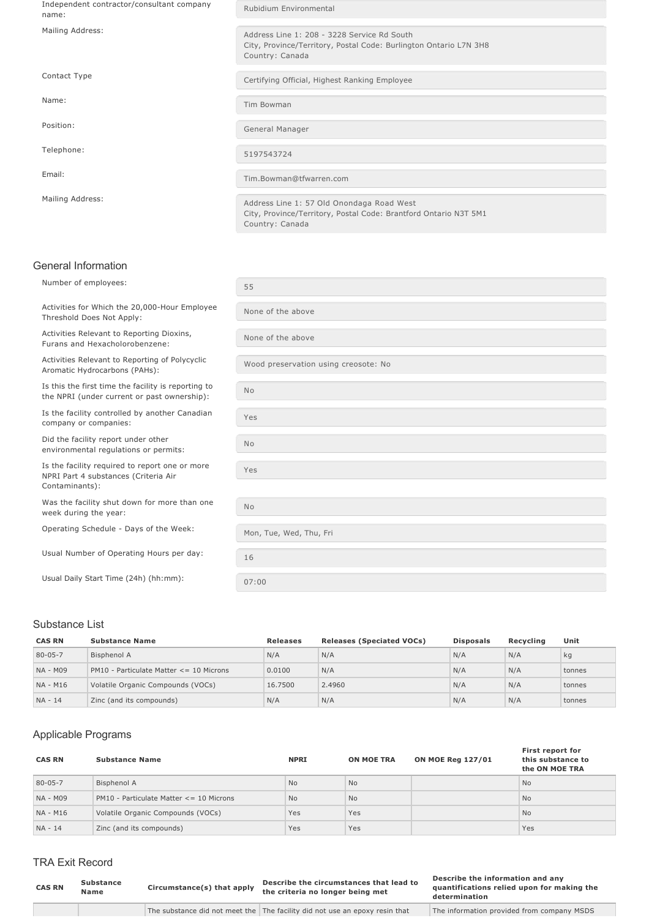| | |
|---|---|
| Independent contractor/consultant company name: | Rubidium Environmental |
| Mailing Address: | Address Line 1: 208 - 3228 Service Rd South<br>City, Province/Territory, Postal Code: Burlington Ontario L7N 3H8<br>Country: Canada |
| Contact Type | Certifying Official, Highest Ranking Employee |
| Name: | Tim Bowman |
| Position: | General Manager |
| Telephone: | 5197543724 |
| Email: | Tim.Bowman@tfwarren.com |
| Mailing Address: | Address Line 1: 57 Old Onondaga Road West<br>City, Province/Territory, Postal Code: Brantford Ontario N3T 5M1<br>Country: Canada |

## General Information

| | |
|---|---|
| Number of employees: | 55 |
| Activities for Which the 20,000-Hour Employee Threshold Does Not Apply: | None of the above |
| Activities Relevant to Reporting Dioxins, Furans and Hexacholorobenzene: | None of the above |
| Activities Relevant to Reporting of Polycyclic Aromatic Hydrocarbons (PAHs): | Wood preservation using creosote: No |
| Is this the first time the facility is reporting to the NPRI (under current or past ownership): | No |
| Is the facility controlled by another Canadian company or companies: | Yes |
| Did the facility report under other environmental regulations or permits: | No |
| Is the facility required to report one or more NPRI Part 4 substances (Criteria Air Contaminants): | Yes |
| Was the facility shut down for more than one week during the year: | No |
| Operating Schedule - Days of the Week: | Mon, Tue, Wed, Thu, Fri |
| Usual Number of Operating Hours per day: | 16 |
| Usual Daily Start Time (24h) (hh:mm): | 07:00 |

## Substance List

| CAS RN | Substance Name | Releases | Releases (Speciated VOCs) | Disposals | Recycling | Unit |
|---|---|---|---|---|---|---|
| 80-05-7 | Bisphenol A | N/A | N/A | N/A | N/A | kg |
| NA - M09 | PM10 - Particulate Matter <= 10 Microns | 0.0100 | N/A | N/A | N/A | tonnes |
| NA - M16 | Volatile Organic Compounds (VOCs) | 16.7500 | 2.4960 | N/A | N/A | tonnes |
| NA - 14 | Zinc (and its compounds) | N/A | N/A | N/A | N/A | tonnes |

## Applicable Programs

| CAS RN | Substance Name | NPRI | ON MOE TRA | ON MOE Reg 127/01 | First report for this substance to the ON MOE TRA |
|---|---|---|---|---|---|
| 80-05-7 | Bisphenol A | No | No | | No |
| NA - M09 | PM10 - Particulate Matter <= 10 Microns | No | No | | No |
| NA - M16 | Volatile Organic Compounds (VOCs) | Yes | Yes | | No |
| NA - 14 | Zinc (and its compounds) | Yes | Yes | | Yes |

## TRA Exit Record

| CAS RN | Substance Name | Circumstance(s) that apply | Describe the circumstances that lead to the criteria no longer being met | Describe the information and any quantifications relied upon for making the determination |
|---|---|---|---|---|
| | | The substance did not meet the | The facility did not use an epoxy resin that | The information provided from company MSDS |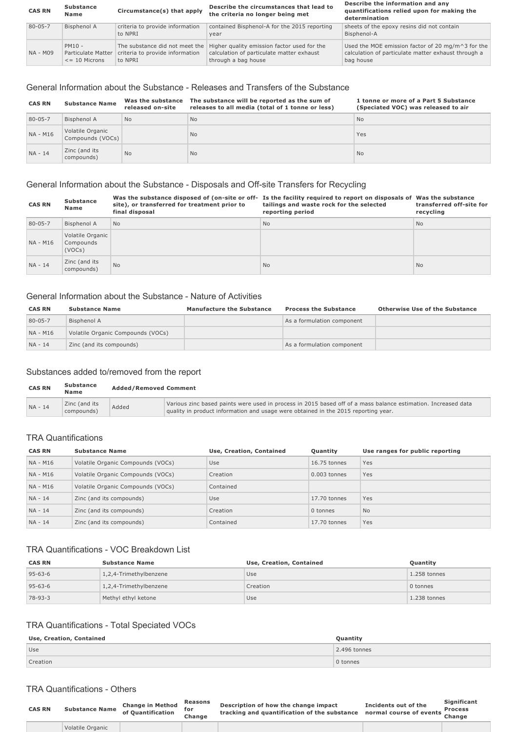| CAS RN | Substance Name | Circumstance(s) that apply | Describe the circumstances that lead to the criteria no longer being met | Describe the information and any quantifications relied upon for making the determination |
|---|---|---|---|---|
| 80-05-7 | Bisphenol A | criteria to provide information to NPRI | contained Bisphenol-A for the 2015 reporting year | sheets of the epoxy resins did not contain Bisphenol-A |
| NA - M09 | PM10 - Particulate Matter <= 10 Microns | The substance did not meet the criteria to provide information to NPRI | Higher quality emission factor used for the calculation of particulate matter exhaust through a bag house | Used the MOE emission factor of 20 mg/m^3 for the calculation of particulate matter exhaust through a bag house |

## General Information about the Substance - Releases and Transfers of the Substance

| CAS RN | Substance Name | Was the substance released on-site | The substance will be reported as the sum of releases to all media (total of 1 tonne or less) | 1 tonne or more of a Part 5 Substance (Speciated VOC) was released to air |
|---|---|---|---|---|
| 80-05-7 | Bisphenol A | No | No | No |
| NA - M16 | Volatile Organic Compounds (VOCs) | | No | Yes |
| NA - 14 | Zinc (and its compounds) | No | No | No |

## General Information about the Substance - Disposals and Off-site Transfers for Recycling

| CAS RN | Substance Name | Was the substance disposed of (on-site or off-site), or transferred for treatment prior to final disposal | Is the facility required to report on disposals of tailings and waste rock for the selected reporting period | Was the substance transferred off-site for recycling |
|---|---|---|---|---|
| 80-05-7 | Bisphenol A | No | No | No |
| NA - M16 | Volatile Organic Compounds (VOCs) | | | |
| NA - 14 | Zinc (and its compounds) | No | No | No |

## General Information about the Substance - Nature of Activities

| CAS RN | Substance Name | Manufacture the Substance | Process the Substance | Otherwise Use of the Substance |
|---|---|---|---|---|
| 80-05-7 | Bisphenol A | | As a formulation component | |
| NA - M16 | Volatile Organic Compounds (VOCs) | | | |
| NA - 14 | Zinc (and its compounds) | | As a formulation component | |

## Substances added to/removed from the report

| CAS RN | Substance Name | Added/Removed | Comment |
|---|---|---|---|
| NA - 14 | Zinc (and its compounds) | Added | Various zinc based paints were used in process in 2015 based off of a mass balance estimation. Increased data quality in product information and usage were obtained in the 2015 reporting year. |

## TRA Quantifications

| CAS RN | Substance Name | Use, Creation, Contained | Quantity | Use ranges for public reporting |
|---|---|---|---|---|
| NA - M16 | Volatile Organic Compounds (VOCs) | Use | 16.75 tonnes | Yes |
| NA - M16 | Volatile Organic Compounds (VOCs) | Creation | 0.003 tonnes | Yes |
| NA - M16 | Volatile Organic Compounds (VOCs) | Contained | | |
| NA - 14 | Zinc (and its compounds) | Use | 17.70 tonnes | Yes |
| NA - 14 | Zinc (and its compounds) | Creation | 0 tonnes | No |
| NA - 14 | Zinc (and its compounds) | Contained | 17.70 tonnes | Yes |

## TRA Quantifications - VOC Breakdown List

| CAS RN | Substance Name | Use, Creation, Contained | Quantity |
|---|---|---|---|
| 95-63-6 | 1,2,4-Trimethylbenzene | Use | 1.258 tonnes |
| 95-63-6 | 1,2,4-Trimethylbenzene | Creation | 0 tonnes |
| 78-93-3 | Methyl ethyl ketone | Use | 1.238 tonnes |

## TRA Quantifications - Total Speciated VOCs

| Use, Creation, Contained | Quantity |
|---|---|
| Use | 2.496 tonnes |
| Creation | 0 tonnes |

## TRA Quantifications - Others

| CAS RN | Substance Name | Change in Method of Quantification | Reasons for Change | Description of how the change impact tracking and quantification of the substance | Incidents out of the normal course of events | Significant Process Change |
|---|---|---|---|---|---|---|
| | Volatile Organic | | | | | |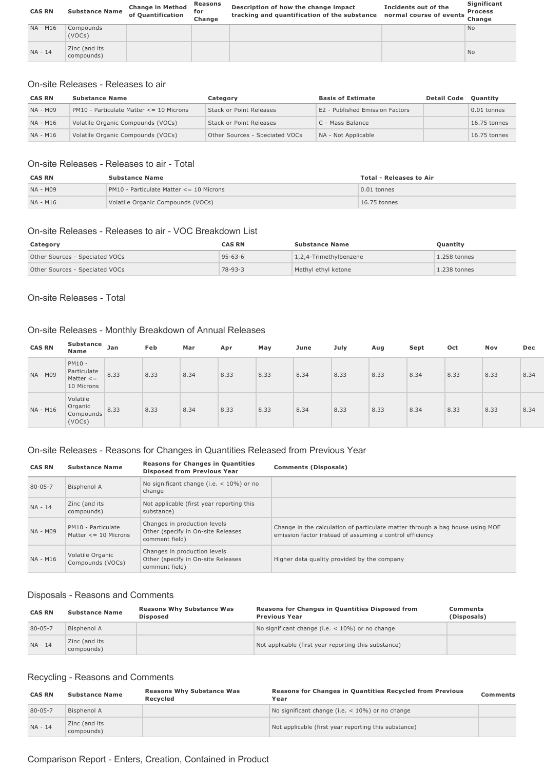| CAS RN | Substance Name | Change in Method of Quantification | Reasons for Change | Description of how the change impact tracking and quantification of the substance | Incidents out of the normal course of events | Significant Process Change |
|---|---|---|---|---|---|---|
| NA - M16 | Compounds (VOCs) | | | | | No |
| NA - 14 | Zinc (and its compounds) | | | | | No |

## On-site Releases - Releases to air

| CAS RN | Substance Name | Category | Basis of Estimate | Detail Code | Quantity |
|---|---|---|---|---|---|
| NA - M09 | PM10 - Particulate Matter <= 10 Microns | Stack or Point Releases | E2 - Published Emission Factors | | 0.01 tonnes |
| NA - M16 | Volatile Organic Compounds (VOCs) | Stack or Point Releases | C - Mass Balance | | 16.75 tonnes |
| NA - M16 | Volatile Organic Compounds (VOCs) | Other Sources - Speciated VOCs | NA - Not Applicable | | 16.75 tonnes |

## On-site Releases - Releases to air - Total

| CAS RN | Substance Name | Total - Releases to Air |
|---|---|---|
| NA - M09 | PM10 - Particulate Matter <= 10 Microns | 0.01 tonnes |
| NA - M16 | Volatile Organic Compounds (VOCs) | 16.75 tonnes |

## On-site Releases - Releases to air - VOC Breakdown List

| Category | CAS RN | Substance Name | Quantity |
|---|---|---|---|
| Other Sources - Speciated VOCs | 95-63-6 | 1,2,4-Trimethylbenzene | 1.258 tonnes |
| Other Sources - Speciated VOCs | 78-93-3 | Methyl ethyl ketone | 1.238 tonnes |

## On-site Releases - Total

## On-site Releases - Monthly Breakdown of Annual Releases

| CAS RN | Substance Name | Jan | Feb | Mar | Apr | May | June | July | Aug | Sept | Oct | Nov | Dec |
|---|---|---|---|---|---|---|---|---|---|---|---|---|---|
| NA - M09 | PM10 - Particulate Matter <= 10 Microns | 8.33 | 8.33 | 8.34 | 8.33 | 8.33 | 8.34 | 8.33 | 8.33 | 8.34 | 8.33 | 8.33 | 8.34 |
| NA - M16 | Volatile Organic Compounds (VOCs) | 8.33 | 8.33 | 8.34 | 8.33 | 8.33 | 8.34 | 8.33 | 8.33 | 8.34 | 8.33 | 8.33 | 8.34 |

## On-site Releases - Reasons for Changes in Quantities Released from Previous Year

| CAS RN | Substance Name | Reasons for Changes in Quantities Disposed from Previous Year | Comments (Disposals) |
|---|---|---|---|
| 80-05-7 | Bisphenol A | No significant change (i.e. < 10%) or no change | |
| NA - 14 | Zinc (and its compounds) | Not applicable (first year reporting this substance) | |
| NA - M09 | PM10 - Particulate Matter <= 10 Microns | Changes in production levels<br>Other (specify in On-site Releases comment field) | Change in the calculation of particulate matter through a bag house using MOE emission factor instead of assuming a control efficiency |
| NA - M16 | Volatile Organic Compounds (VOCs) | Changes in production levels<br>Other (specify in On-site Releases comment field) | Higher data quality provided by the company |

## Disposals - Reasons and Comments

| CAS RN | Substance Name | Reasons Why Substance Was Disposed | Reasons for Changes in Quantities Disposed from Previous Year | Comments (Disposals) |
|---|---|---|---|---|
| 80-05-7 | Bisphenol A | | No significant change (i.e. < 10%) or no change | |
| NA - 14 | Zinc (and its compounds) | | Not applicable (first year reporting this substance) | |

## Recycling - Reasons and Comments

| CAS RN | Substance Name | Reasons Why Substance Was Recycled | Reasons for Changes in Quantities Recycled from Previous Year | Comments |
|---|---|---|---|---|
| 80-05-7 | Bisphenol A | | No significant change (i.e. < 10%) or no change | |
| NA - 14 | Zinc (and its compounds) | | Not applicable (first year reporting this substance) | |

## Comparison Report - Enters, Creation, Contained in Product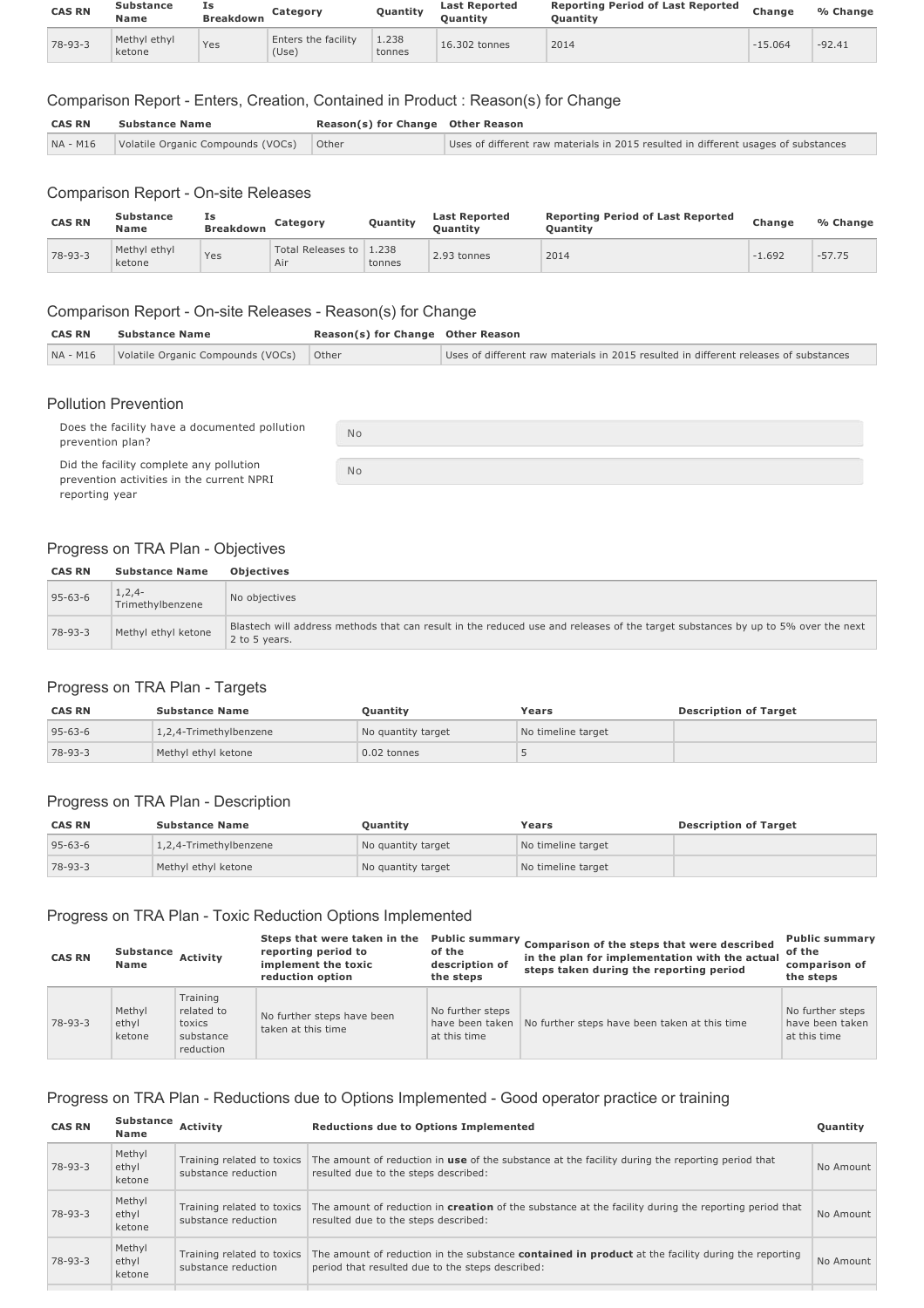| CAS RN | Substance Name | Is Breakdown | Category | Quantity | Last Reported Quantity | Reporting Period of Last Reported Quantity | Change | % Change |
|---|---|---|---|---|---|---|---|---|
| 78-93-3 | Methyl ethyl ketone | Yes | Enters the facility (Use) | 1.238 tonnes | 16.302 tonnes | 2014 | -15.064 | -92.41 |

## Comparison Report - Enters, Creation, Contained in Product : Reason(s) for Change

| CAS RN | Substance Name | Reason(s) for Change | Other Reason |
|---|---|---|---|
| NA - M16 | Volatile Organic Compounds (VOCs) | Other | Uses of different raw materials in 2015 resulted in different usages of substances |

## Comparison Report - On-site Releases

| CAS RN | Substance Name | Is Breakdown | Category | Quantity | Last Reported Quantity | Reporting Period of Last Reported Quantity | Change | % Change |
|---|---|---|---|---|---|---|---|---|
| 78-93-3 | Methyl ethyl ketone | Yes | Total Releases to Air | 1.238 tonnes | 2.93 tonnes | 2014 | -1.692 | -57.75 |

## Comparison Report - On-site Releases - Reason(s) for Change

| CAS RN | Substance Name | Reason(s) for Change | Other Reason |
|---|---|---|---|
| NA - M16 | Volatile Organic Compounds (VOCs) | Other | Uses of different raw materials in 2015 resulted in different releases of substances |

## Pollution Prevention

| | |
|---|---|
| Does the facility have a documented pollution prevention plan? | No |
| Did the facility complete any pollution prevention activities in the current NPRI reporting year | No |

## Progress on TRA Plan - Objectives

| CAS RN | Substance Name | Objectives |
|---|---|---|
| 95-63-6 | 1,2,4-Trimethylbenzene | No objectives |
| 78-93-3 | Methyl ethyl ketone | Blastech will address methods that can result in the reduced use and releases of the target substances by up to 5% over the next 2 to 5 years. |

## Progress on TRA Plan - Targets

| CAS RN | Substance Name | Quantity | Years | Description of Target |
|---|---|---|---|---|
| 95-63-6 | 1,2,4-Trimethylbenzene | No quantity target | No timeline target | |
| 78-93-3 | Methyl ethyl ketone | 0.02 tonnes | 5 | |

## Progress on TRA Plan - Description

| CAS RN | Substance Name | Quantity | Years | Description of Target |
|---|---|---|---|---|
| 95-63-6 | 1,2,4-Trimethylbenzene | No quantity target | No timeline target | |
| 78-93-3 | Methyl ethyl ketone | No quantity target | No timeline target | |

## Progress on TRA Plan - Toxic Reduction Options Implemented

| CAS RN | Substance Name | Activity | Steps that were taken in the reporting period to implement the toxic reduction option | Public summary of the description of the steps | Comparison of the steps that were described in the plan for implementation with the actual steps taken during the reporting period | Public summary of the comparison of the steps |
|---|---|---|---|---|---|---|
| 78-93-3 | Methyl ethyl ketone | Training related to toxics substance reduction | No further steps have been taken at this time | No further steps have been taken at this time | No further steps have been taken at this time | No further steps have been taken at this time |

## Progress on TRA Plan - Reductions due to Options Implemented - Good operator practice or training

| CAS RN | Substance Name | Activity | Reductions due to Options Implemented | Quantity |
|---|---|---|---|---|
| 78-93-3 | Methyl ethyl ketone | Training related to toxics substance reduction | The amount of reduction in **use** of the substance at the facility during the reporting period that resulted due to the steps described: | No Amount |
| 78-93-3 | Methyl ethyl ketone | Training related to toxics substance reduction | The amount of reduction in **creation** of the substance at the facility during the reporting period that resulted due to the steps described: | No Amount |
| 78-93-3 | Methyl ethyl ketone | Training related to toxics substance reduction | The amount of reduction in the substance **contained in product** at the facility during the reporting period that resulted due to the steps described: | No Amount |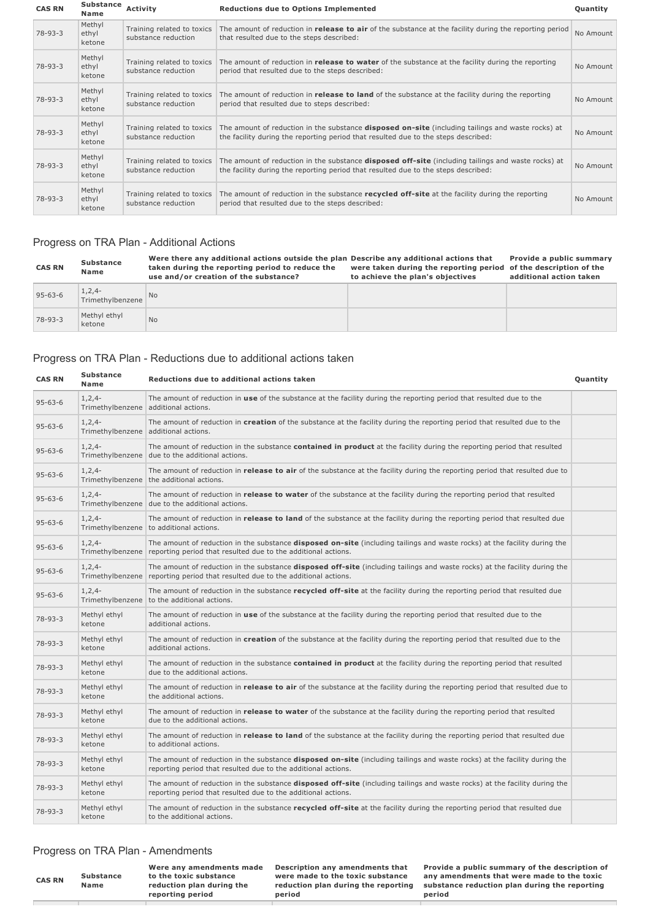| CAS RN | Substance Name | Activity | Reductions due to Options Implemented | Quantity |
| --- | --- | --- | --- | --- |
| 78-93-3 | Methyl ethyl ketone | Training related to toxics substance reduction | The amount of reduction in **release to air** of the substance at the facility during the reporting period that resulted due to the steps described: | No Amount |
| 78-93-3 | Methyl ethyl ketone | Training related to toxics substance reduction | The amount of reduction in **release to water** of the substance at the facility during the reporting period that resulted due to the steps described: | No Amount |
| 78-93-3 | Methyl ethyl ketone | Training related to toxics substance reduction | The amount of reduction in **release to land** of the substance at the facility during the reporting period that resulted due to steps described: | No Amount |
| 78-93-3 | Methyl ethyl ketone | Training related to toxics substance reduction | The amount of reduction in the substance **disposed on-site** (including tailings and waste rocks) at the facility during the reporting period that resulted due to the steps described: | No Amount |
| 78-93-3 | Methyl ethyl ketone | Training related to toxics substance reduction | The amount of reduction in the substance **disposed off-site** (including tailings and waste rocks) at the facility during the reporting period that resulted due to the steps described: | No Amount |
| 78-93-3 | Methyl ethyl ketone | Training related to toxics substance reduction | The amount of reduction in the substance **recycled off-site** at the facility during the reporting period that resulted due to the steps described: | No Amount |

## Progress on TRA Plan - Additional Actions

| CAS RN | Substance Name | Were there any additional actions outside the plan taken during the reporting period to reduce the use and/or creation of the substance? | Describe any additional actions that were taken during the reporting period to achieve the plan's objectives | Provide a public summary of the description of the additional action taken |
| --- | --- | --- | --- | --- |
| 95-63-6 | 1,2,4-Trimethylbenzene | No | | |
| 78-93-3 | Methyl ethyl ketone | No | | |

## Progress on TRA Plan - Reductions due to additional actions taken

| CAS RN | Substance Name | Reductions due to additional actions taken | Quantity |
| --- | --- | --- | --- |
| 95-63-6 | 1,2,4-Trimethylbenzene | The amount of reduction in **use** of the substance at the facility during the reporting period that resulted due to the additional actions. | |
| 95-63-6 | 1,2,4-Trimethylbenzene | The amount of reduction in **creation** of the substance at the facility during the reporting period that resulted due to the additional actions. | |
| 95-63-6 | 1,2,4-Trimethylbenzene | The amount of reduction in the substance **contained in product** at the facility during the reporting period that resulted due to the additional actions. | |
| 95-63-6 | 1,2,4-Trimethylbenzene | The amount of reduction in **release to air** of the substance at the facility during the reporting period that resulted due to the additional actions. | |
| 95-63-6 | 1,2,4-Trimethylbenzene | The amount of reduction in **release to water** of the substance at the facility during the reporting period that resulted due to the additional actions. | |
| 95-63-6 | 1,2,4-Trimethylbenzene | The amount of reduction in **release to land** of the substance at the facility during the reporting period that resulted due to additional actions. | |
| 95-63-6 | 1,2,4-Trimethylbenzene | The amount of reduction in the substance **disposed on-site** (including tailings and waste rocks) at the facility during the reporting period that resulted due to the additional actions. | |
| 95-63-6 | 1,2,4-Trimethylbenzene | The amount of reduction in the substance **disposed off-site** (including tailings and waste rocks) at the facility during the reporting period that resulted due to the additional actions. | |
| 95-63-6 | 1,2,4-Trimethylbenzene | The amount of reduction in the substance **recycled off-site** at the facility during the reporting period that resulted due to the additional actions. | |
| 78-93-3 | Methyl ethyl ketone | The amount of reduction in **use** of the substance at the facility during the reporting period that resulted due to the additional actions. | |
| 78-93-3 | Methyl ethyl ketone | The amount of reduction in **creation** of the substance at the facility during the reporting period that resulted due to the additional actions. | |
| 78-93-3 | Methyl ethyl ketone | The amount of reduction in the substance **contained in product** at the facility during the reporting period that resulted due to the additional actions. | |
| 78-93-3 | Methyl ethyl ketone | The amount of reduction in **release to air** of the substance at the facility during the reporting period that resulted due to the additional actions. | |
| 78-93-3 | Methyl ethyl ketone | The amount of reduction in **release to water** of the substance at the facility during the reporting period that resulted due to the additional actions. | |
| 78-93-3 | Methyl ethyl ketone | The amount of reduction in **release to land** of the substance at the facility during the reporting period that resulted due to additional actions. | |
| 78-93-3 | Methyl ethyl ketone | The amount of reduction in the substance **disposed on-site** (including tailings and waste rocks) at the facility during the reporting period that resulted due to the additional actions. | |
| 78-93-3 | Methyl ethyl ketone | The amount of reduction in the substance **disposed off-site** (including tailings and waste rocks) at the facility during the reporting period that resulted due to the additional actions. | |
| 78-93-3 | Methyl ethyl ketone | The amount of reduction in the substance **recycled off-site** at the facility during the reporting period that resulted due to the additional actions. | |

## Progress on TRA Plan - Amendments

| CAS RN | Substance Name | Were any amendments made to the toxic substance reduction plan during the reporting period | Description any amendments that were made to the toxic substance reduction plan during the reporting period | Provide a public summary of the description of any amendments that were made to the toxic substance reduction plan during the reporting period |
| --- | --- | --- | --- | --- |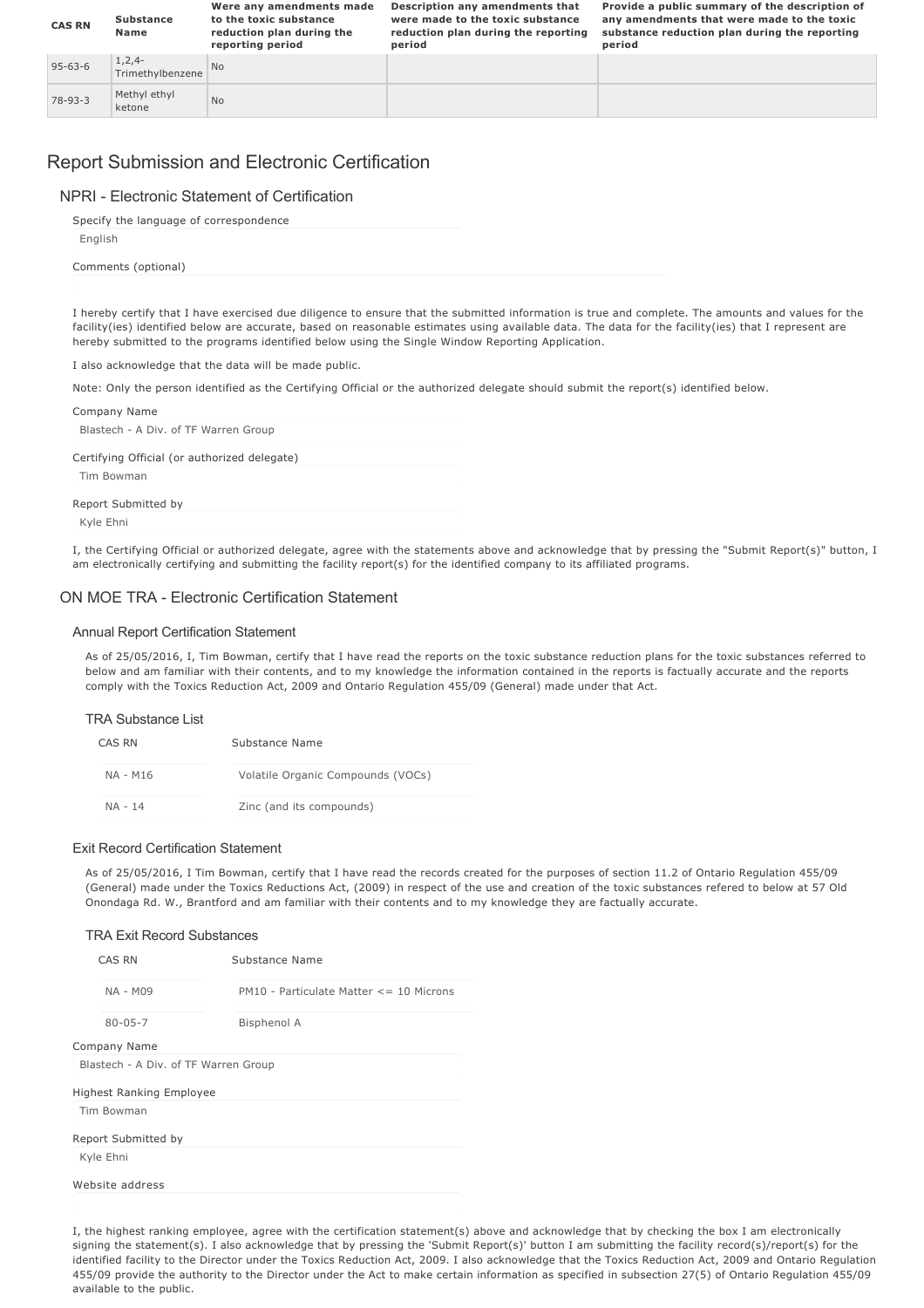| CAS RN | Substance Name | Were any amendments made to the toxic substance reduction plan during the reporting period | Description any amendments that were made to the toxic substance reduction plan during the reporting period | Provide a public summary of the description of any amendments that were made to the toxic substance reduction plan during the reporting period |
|---|---|---|---|---|
| 95-63-6 | 1,2,4-Trimethylbenzene | No | | |
| 78-93-3 | Methyl ethyl ketone | No | | |

# Report Submission and Electronic Certification

## NPRI - Electronic Statement of Certification

Specify the language of correspondence

English

Comments (optional)

I hereby certify that I have exercised due diligence to ensure that the submitted information is true and complete. The amounts and values for the facility(ies) identified below are accurate, based on reasonable estimates using available data. The data for the facility(ies) that I represent are hereby submitted to the programs identified below using the Single Window Reporting Application.

I also acknowledge that the data will be made public.

Note: Only the person identified as the Certifying Official or the authorized delegate should submit the report(s) identified below.

Company Name

Blastech - A Div. of TF Warren Group

Certifying Official (or authorized delegate)

Tim Bowman

Report Submitted by

Kyle Ehni

I, the Certifying Official or authorized delegate, agree with the statements above and acknowledge that by pressing the "Submit Report(s)" button, I am electronically certifying and submitting the facility report(s) for the identified company to its affiliated programs.

## ON MOE TRA - Electronic Certification Statement

### Annual Report Certification Statement

As of 25/05/2016, I, Tim Bowman, certify that I have read the reports on the toxic substance reduction plans for the toxic substances referred to below and am familiar with their contents, and to my knowledge the information contained in the reports is factually accurate and the reports comply with the Toxics Reduction Act, 2009 and Ontario Regulation 455/09 (General) made under that Act.

### TRA Substance List

| CAS RN | Substance Name |
|---|---|
| NA - M16 | Volatile Organic Compounds (VOCs) |
| NA - 14 | Zinc (and its compounds) |

### Exit Record Certification Statement

As of 25/05/2016, I Tim Bowman, certify that I have read the records created for the purposes of section 11.2 of Ontario Regulation 455/09 (General) made under the Toxics Reductions Act, (2009) in respect of the use and creation of the toxic substances refered to below at 57 Old Onondaga Rd. W., Brantford and am familiar with their contents and to my knowledge they are factually accurate.

### TRA Exit Record Substances

| CAS RN | Substance Name |
|---|---|
| NA - M09 | PM10 - Particulate Matter <= 10 Microns |
| 80-05-7 | Bisphenol A |

Company Name

Blastech - A Div. of TF Warren Group

Highest Ranking Employee

Tim Bowman

Report Submitted by

Kyle Ehni

Website address

I, the highest ranking employee, agree with the certification statement(s) above and acknowledge that by checking the box I am electronically signing the statement(s). I also acknowledge that by pressing the 'Submit Report(s)' button I am submitting the facility record(s)/report(s) for the identified facility to the Director under the Toxics Reduction Act, 2009. I also acknowledge that the Toxics Reduction Act, 2009 and Ontario Regulation 455/09 provide the authority to the Director under the Act to make certain information as specified in subsection 27(5) of Ontario Regulation 455/09 available to the public.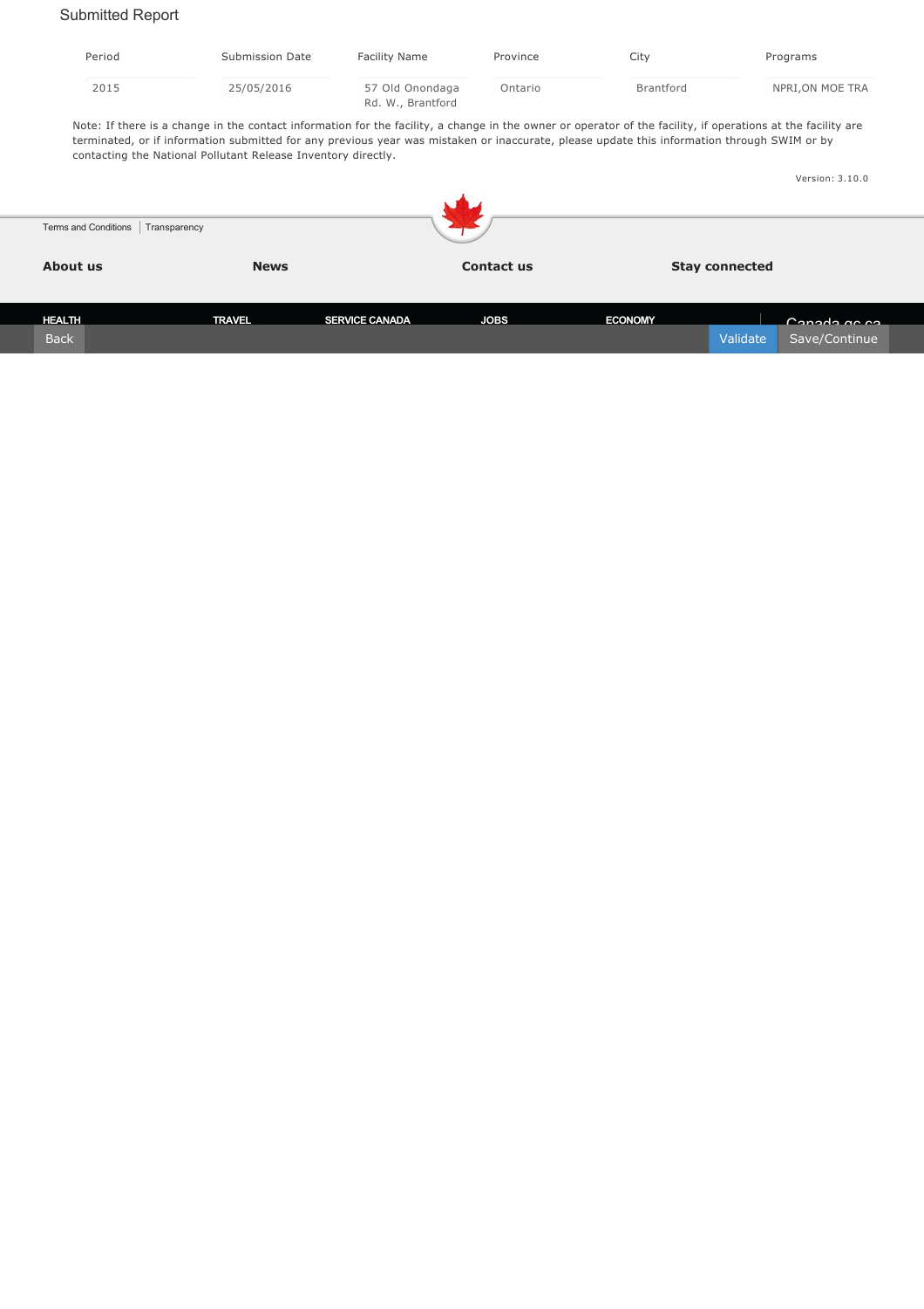Submitted Report

| Period | Submission Date | Facility Name | Province | City | Programs |
|---|---|---|---|---|---|
| 2015 | 25/05/2016 | 57 Old Onondaga Rd. W., Brantford | Ontario | Brantford | NPRI,ON MOE TRA |

Note: If there is a change in the contact information for the facility, a change in the owner or operator of the facility, if operations at the facility are terminated, or if information submitted for any previous year was mistaken or inaccurate, please update this information through SWIM or by contacting the National Pollutant Release Inventory directly.

Version: 3.10.0

Terms and Conditions | Transparency

**About us** **News** **Contact us** **Stay connected**

HEALTH TRAVEL SERVICE CANADA JOBS ECONOMY Canada.gc.ca

Back Validate Save/Continue